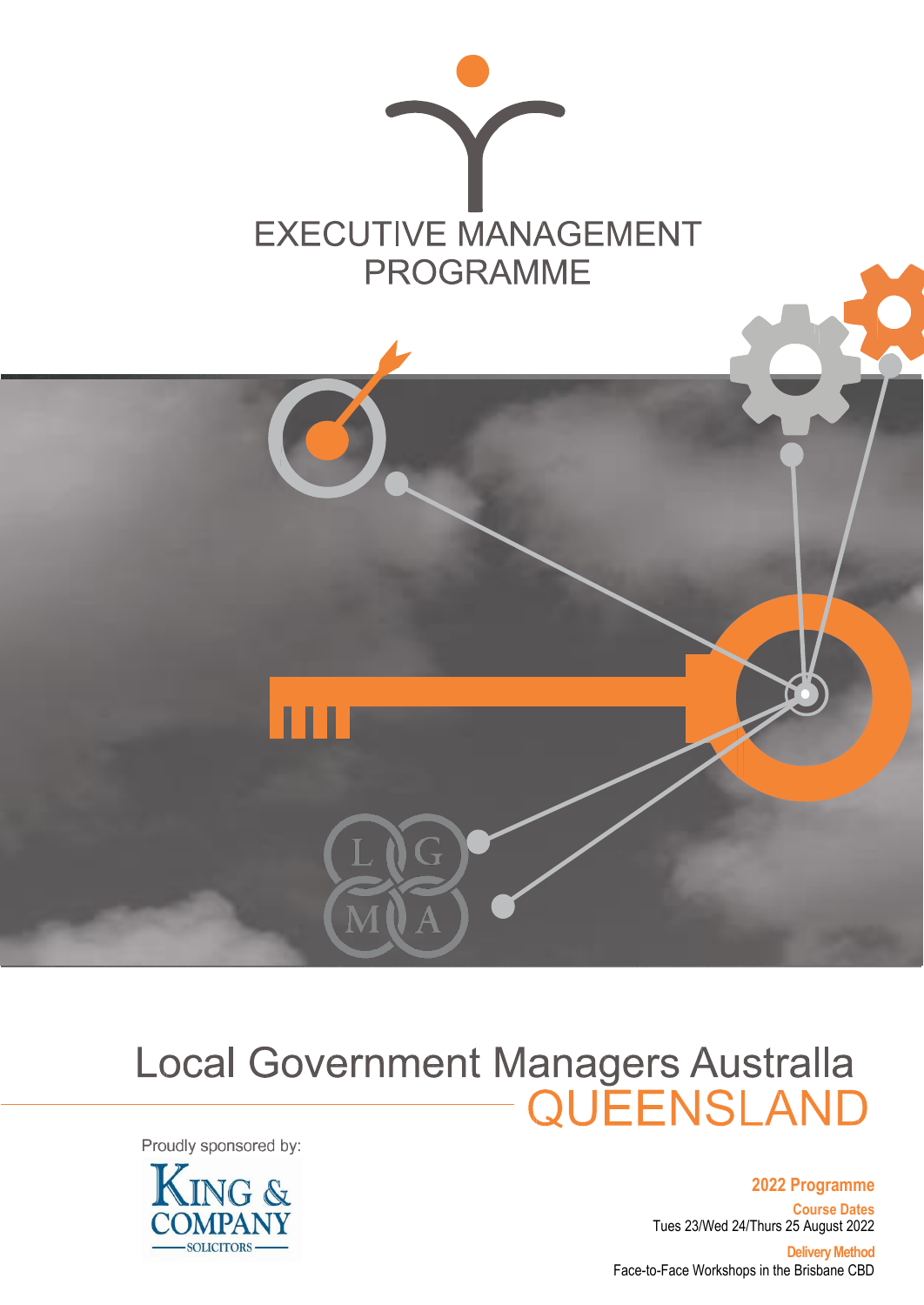# EXECUTIVE MANAGEMENT PROGRAMME

## Local Government Managers Australla QUEENSLAND

Proudly sponsored by:

KING & COMPANY SOLICITORS

**2022 Programme**

**Course Dates**
Tues 23/Wed 24/Thurs 25 August 2022

**Delivery Method**
Face-to-Face Workshops in the Brisbane CBD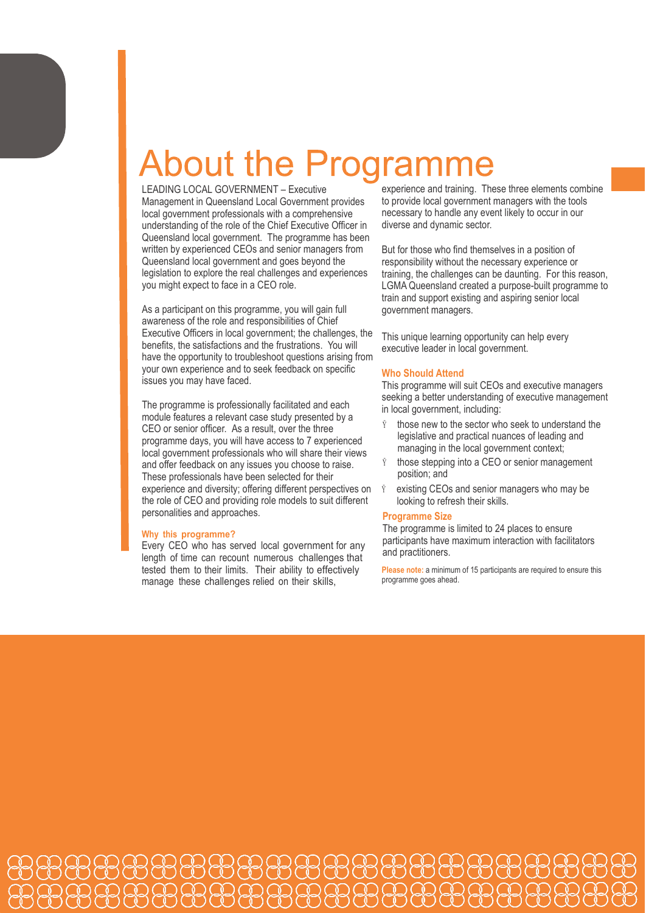# About the Programme

LEADING LOCAL GOVERNMENT – Executive Management in Queensland Local Government provides local government professionals with a comprehensive understanding of the role of the Chief Executive Officer in Queensland local government. The programme has been written by experienced CEOs and senior managers from Queensland local government and goes beyond the legislation to explore the real challenges and experiences you might expect to face in a CEO role.

As a participant on this programme, you will gain full awareness of the role and responsibilities of Chief Executive Officers in local government; the challenges, the benefits, the satisfactions and the frustrations. You will have the opportunity to troubleshoot questions arising from your own experience and to seek feedback on specific issues you may have faced.

The programme is professionally facilitated and each module features a relevant case study presented by a CEO or senior officer. As a result, over the three programme days, you will have access to 7 experienced local government professionals who will share their views and offer feedback on any issues you choose to raise. These professionals have been selected for their experience and diversity; offering different perspectives on the role of CEO and providing role models to suit different personalities and approaches.

### Why this programme?

Every CEO who has served local government for any length of time can recount numerous challenges that tested them to their limits. Their ability to effectively manage these challenges relied on their skills, experience and training. These three elements combine to provide local government managers with the tools necessary to handle any event likely to occur in our diverse and dynamic sector.

But for those who find themselves in a position of responsibility without the necessary experience or training, the challenges can be daunting. For this reason, LGMA Queensland created a purpose-built programme to train and support existing and aspiring senior local government managers.

This unique learning opportunity can help every executive leader in local government.

### Who Should Attend

This programme will suit CEOs and executive managers seeking a better understanding of executive management in local government, including:

- those new to the sector who seek to understand the legislative and practical nuances of leading and managing in the local government context;
- those stepping into a CEO or senior management position; and
- existing CEOs and senior managers who may be looking to refresh their skills.

### Programme Size

The programme is limited to 24 places to ensure participants have maximum interaction with facilitators and practitioners.

**Please note:** a minimum of 15 participants are required to ensure this programme goes ahead.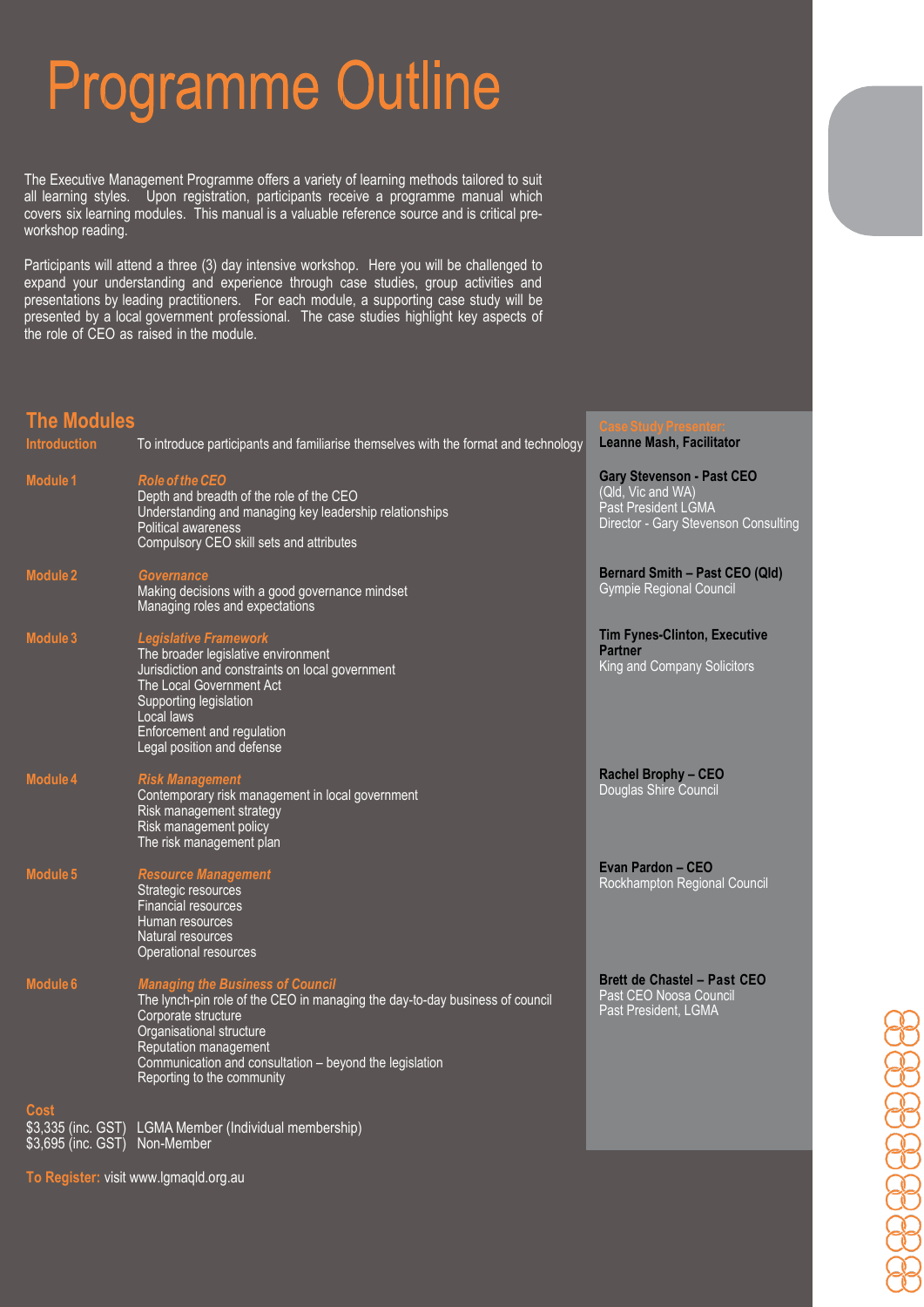# Programme Outline

The Executive Management Programme offers a variety of learning methods tailored to suit all learning styles. Upon registration, participants receive a programme manual which covers six learning modules. This manual is a valuable reference source and is critical pre-workshop reading.

Participants will attend a three (3) day intensive workshop. Here you will be challenged to expand your understanding and experience through case studies, group activities and presentations by leading practitioners. For each module, a supporting case study will be presented by a local government professional. The case studies highlight key aspects of the role of CEO as raised in the module.

## The Modules

| | | Case Study Presenter: |
|---|---|---|
| **Introduction** | To introduce participants and familiarise themselves with the format and technology | **Leanne Mash, Facilitator** |
| **Module 1** | ***Role of the CEO***<br>Depth and breadth of the role of the CEO<br>Understanding and managing key leadership relationships<br>Political awareness<br>Compulsory CEO skill sets and attributes | **Gary Stevenson - Past CEO**<br>(Qld, Vic and WA)<br>Past President LGMA<br>Director - Gary Stevenson Consulting |
| **Module 2** | ***Governance***<br>Making decisions with a good governance mindset<br>Managing roles and expectations | **Bernard Smith – Past CEO (Qld)**<br>Gympie Regional Council |
| **Module 3** | ***Legislative Framework***<br>The broader legislative environment<br>Jurisdiction and constraints on local government<br>The Local Government Act<br>Supporting legislation<br>Local laws<br>Enforcement and regulation<br>Legal position and defense | **Tim Fynes-Clinton, Executive Partner**<br>King and Company Solicitors |
| **Module 4** | ***Risk Management***<br>Contemporary risk management in local government<br>Risk management strategy<br>Risk management policy<br>The risk management plan | **Rachel Brophy – CEO**<br>Douglas Shire Council |
| **Module 5** | ***Resource Management***<br>Strategic resources<br>Financial resources<br>Human resources<br>Natural resources<br>Operational resources | **Evan Pardon – CEO**<br>Rockhampton Regional Council |
| **Module 6** | ***Managing the Business of Council***<br>The lynch-pin role of the CEO in managing the day-to-day business of council<br>Corporate structure<br>Organisational structure<br>Reputation management<br>Communication and consultation – beyond the legislation<br>Reporting to the community | **Brett de Chastel – Past CEO**<br>Past CEO Noosa Council<br>Past President, LGMA |

## Cost

$3,335 (inc. GST) LGMA Member (Individual membership)
$3,695 (inc. GST) Non-Member

**To Register:** visit www.lgmaqld.org.au